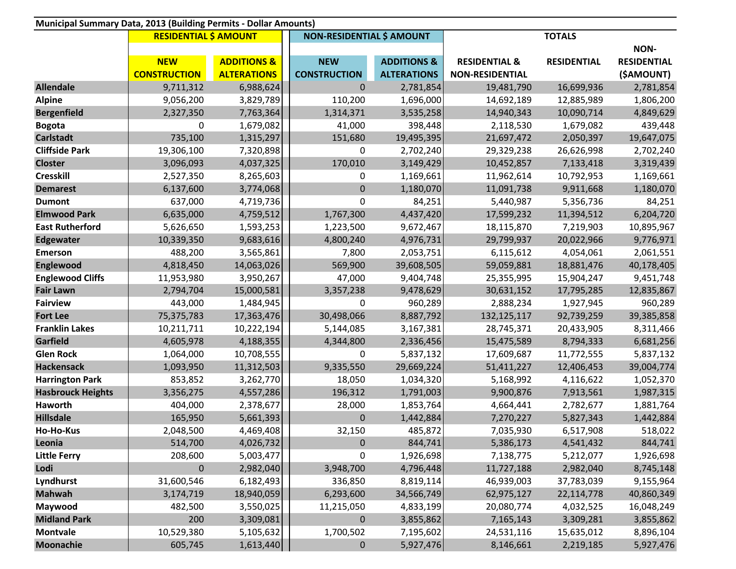**Municipal Summary Data, 2013 (Building Permits - Dollar Amounts)**

| | RESIDENTIAL $ AMOUNT | | NON-RESIDENTIAL $ AMOUNT | | TOTALS | | |
|---|---|---|---|---|---|---|---|
| | NEW CONSTRUCTION | ADDITIONS & ALTERATIONS | NEW CONSTRUCTION | ADDITIONS & ALTERATIONS | RESIDENTIAL & NON-RESIDENTIAL | RESIDENTIAL | NON-RESIDENTIAL ($AMOUNT) |
| **Allendale** | 9,711,312 | 6,988,624 | 0 | 2,781,854 | 19,481,790 | 16,699,936 | 2,781,854 |
| **Alpine** | 9,056,200 | 3,829,789 | 110,200 | 1,696,000 | 14,692,189 | 12,885,989 | 1,806,200 |
| **Bergenfield** | 2,327,350 | 7,763,364 | 1,314,371 | 3,535,258 | 14,940,343 | 10,090,714 | 4,849,629 |
| **Bogota** | 0 | 1,679,082 | 41,000 | 398,448 | 2,118,530 | 1,679,082 | 439,448 |
| **Carlstadt** | 735,100 | 1,315,297 | 151,680 | 19,495,395 | 21,697,472 | 2,050,397 | 19,647,075 |
| **Cliffside Park** | 19,306,100 | 7,320,898 | 0 | 2,702,240 | 29,329,238 | 26,626,998 | 2,702,240 |
| **Closter** | 3,096,093 | 4,037,325 | 170,010 | 3,149,429 | 10,452,857 | 7,133,418 | 3,319,439 |
| **Cresskill** | 2,527,350 | 8,265,603 | 0 | 1,169,661 | 11,962,614 | 10,792,953 | 1,169,661 |
| **Demarest** | 6,137,600 | 3,774,068 | 0 | 1,180,070 | 11,091,738 | 9,911,668 | 1,180,070 |
| **Dumont** | 637,000 | 4,719,736 | 0 | 84,251 | 5,440,987 | 5,356,736 | 84,251 |
| **Elmwood Park** | 6,635,000 | 4,759,512 | 1,767,300 | 4,437,420 | 17,599,232 | 11,394,512 | 6,204,720 |
| **East Rutherford** | 5,626,650 | 1,593,253 | 1,223,500 | 9,672,467 | 18,115,870 | 7,219,903 | 10,895,967 |
| **Edgewater** | 10,339,350 | 9,683,616 | 4,800,240 | 4,976,731 | 29,799,937 | 20,022,966 | 9,776,971 |
| **Emerson** | 488,200 | 3,565,861 | 7,800 | 2,053,751 | 6,115,612 | 4,054,061 | 2,061,551 |
| **Englewood** | 4,818,450 | 14,063,026 | 569,900 | 39,608,505 | 59,059,881 | 18,881,476 | 40,178,405 |
| **Englewood Cliffs** | 11,953,980 | 3,950,267 | 47,000 | 9,404,748 | 25,355,995 | 15,904,247 | 9,451,748 |
| **Fair Lawn** | 2,794,704 | 15,000,581 | 3,357,238 | 9,478,629 | 30,631,152 | 17,795,285 | 12,835,867 |
| **Fairview** | 443,000 | 1,484,945 | 0 | 960,289 | 2,888,234 | 1,927,945 | 960,289 |
| **Fort Lee** | 75,375,783 | 17,363,476 | 30,498,066 | 8,887,792 | 132,125,117 | 92,739,259 | 39,385,858 |
| **Franklin Lakes** | 10,211,711 | 10,222,194 | 5,144,085 | 3,167,381 | 28,745,371 | 20,433,905 | 8,311,466 |
| **Garfield** | 4,605,978 | 4,188,355 | 4,344,800 | 2,336,456 | 15,475,589 | 8,794,333 | 6,681,256 |
| **Glen Rock** | 1,064,000 | 10,708,555 | 0 | 5,837,132 | 17,609,687 | 11,772,555 | 5,837,132 |
| **Hackensack** | 1,093,950 | 11,312,503 | 9,335,550 | 29,669,224 | 51,411,227 | 12,406,453 | 39,004,774 |
| **Harrington Park** | 853,852 | 3,262,770 | 18,050 | 1,034,320 | 5,168,992 | 4,116,622 | 1,052,370 |
| **Hasbrouck Heights** | 3,356,275 | 4,557,286 | 196,312 | 1,791,003 | 9,900,876 | 7,913,561 | 1,987,315 |
| **Haworth** | 404,000 | 2,378,677 | 28,000 | 1,853,764 | 4,664,441 | 2,782,677 | 1,881,764 |
| **Hillsdale** | 165,950 | 5,661,393 | 0 | 1,442,884 | 7,270,227 | 5,827,343 | 1,442,884 |
| **Ho-Ho-Kus** | 2,048,500 | 4,469,408 | 32,150 | 485,872 | 7,035,930 | 6,517,908 | 518,022 |
| **Leonia** | 514,700 | 4,026,732 | 0 | 844,741 | 5,386,173 | 4,541,432 | 844,741 |
| **Little Ferry** | 208,600 | 5,003,477 | 0 | 1,926,698 | 7,138,775 | 5,212,077 | 1,926,698 |
| **Lodi** | 0 | 2,982,040 | 3,948,700 | 4,796,448 | 11,727,188 | 2,982,040 | 8,745,148 |
| **Lyndhurst** | 31,600,546 | 6,182,493 | 336,850 | 8,819,114 | 46,939,003 | 37,783,039 | 9,155,964 |
| **Mahwah** | 3,174,719 | 18,940,059 | 6,293,600 | 34,566,749 | 62,975,127 | 22,114,778 | 40,860,349 |
| **Maywood** | 482,500 | 3,550,025 | 11,215,050 | 4,833,199 | 20,080,774 | 4,032,525 | 16,048,249 |
| **Midland Park** | 200 | 3,309,081 | 0 | 3,855,862 | 7,165,143 | 3,309,281 | 3,855,862 |
| **Montvale** | 10,529,380 | 5,105,632 | 1,700,502 | 7,195,602 | 24,531,116 | 15,635,012 | 8,896,104 |
| **Moonachie** | 605,745 | 1,613,440 | 0 | 5,927,476 | 8,146,661 | 2,219,185 | 5,927,476 |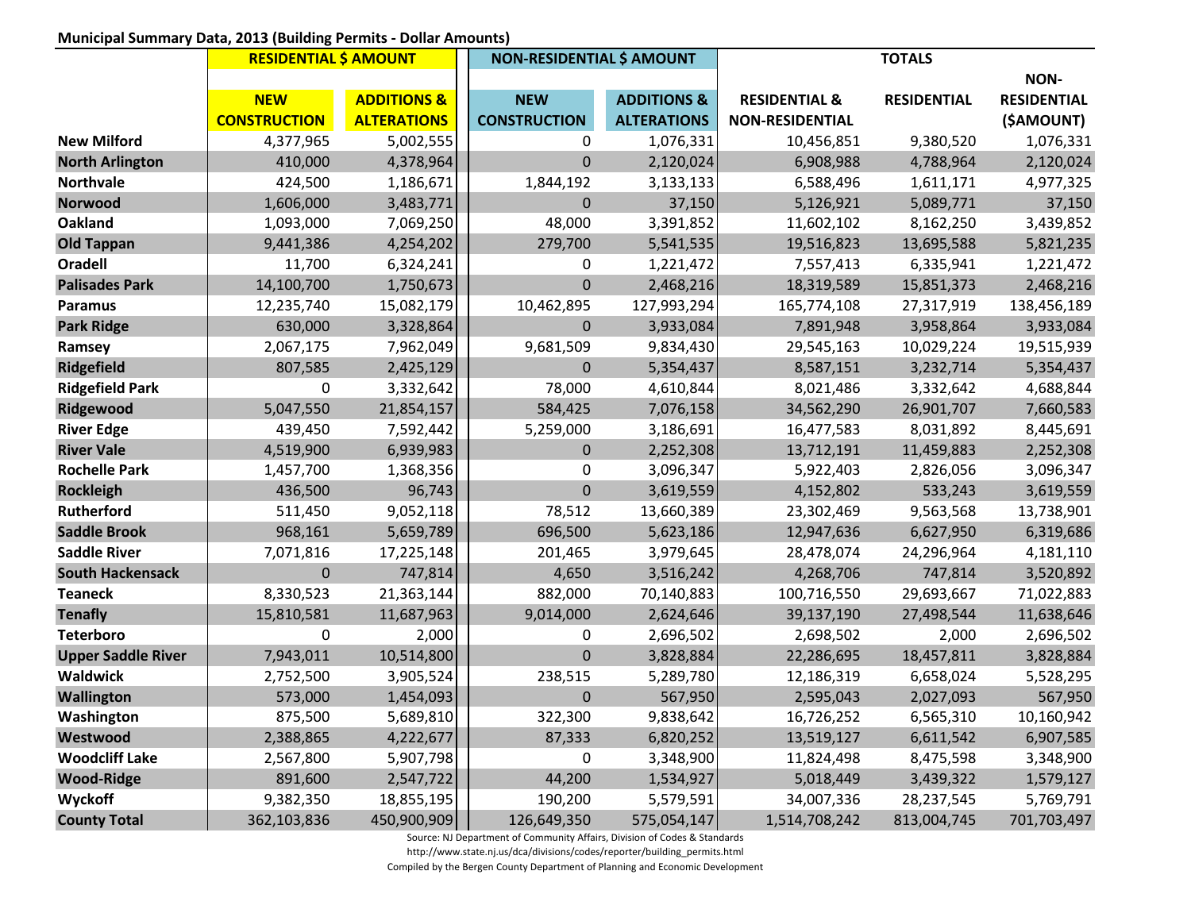**Municipal Summary Data, 2013 (Building Permits - Dollar Amounts)**

| | RESIDENTIAL $ AMOUNT | | NON-RESIDENTIAL $ AMOUNT | | TOTALS | | |
|---|---|---|---|---|---|---|---|
| | NEW CONSTRUCTION | ADDITIONS & ALTERATIONS | NEW CONSTRUCTION | ADDITIONS & ALTERATIONS | RESIDENTIAL & NON-RESIDENTIAL | RESIDENTIAL | NON-RESIDENTIAL ($AMOUNT) |
| **New Milford** | 4,377,965 | 5,002,555 | 0 | 1,076,331 | 10,456,851 | 9,380,520 | 1,076,331 |
| **North Arlington** | 410,000 | 4,378,964 | 0 | 2,120,024 | 6,908,988 | 4,788,964 | 2,120,024 |
| **Northvale** | 424,500 | 1,186,671 | 1,844,192 | 3,133,133 | 6,588,496 | 1,611,171 | 4,977,325 |
| **Norwood** | 1,606,000 | 3,483,771 | 0 | 37,150 | 5,126,921 | 5,089,771 | 37,150 |
| **Oakland** | 1,093,000 | 7,069,250 | 48,000 | 3,391,852 | 11,602,102 | 8,162,250 | 3,439,852 |
| **Old Tappan** | 9,441,386 | 4,254,202 | 279,700 | 5,541,535 | 19,516,823 | 13,695,588 | 5,821,235 |
| **Oradell** | 11,700 | 6,324,241 | 0 | 1,221,472 | 7,557,413 | 6,335,941 | 1,221,472 |
| **Palisades Park** | 14,100,700 | 1,750,673 | 0 | 2,468,216 | 18,319,589 | 15,851,373 | 2,468,216 |
| **Paramus** | 12,235,740 | 15,082,179 | 10,462,895 | 127,993,294 | 165,774,108 | 27,317,919 | 138,456,189 |
| **Park Ridge** | 630,000 | 3,328,864 | 0 | 3,933,084 | 7,891,948 | 3,958,864 | 3,933,084 |
| **Ramsey** | 2,067,175 | 7,962,049 | 9,681,509 | 9,834,430 | 29,545,163 | 10,029,224 | 19,515,939 |
| **Ridgefield** | 807,585 | 2,425,129 | 0 | 5,354,437 | 8,587,151 | 3,232,714 | 5,354,437 |
| **Ridgefield Park** | 0 | 3,332,642 | 78,000 | 4,610,844 | 8,021,486 | 3,332,642 | 4,688,844 |
| **Ridgewood** | 5,047,550 | 21,854,157 | 584,425 | 7,076,158 | 34,562,290 | 26,901,707 | 7,660,583 |
| **River Edge** | 439,450 | 7,592,442 | 5,259,000 | 3,186,691 | 16,477,583 | 8,031,892 | 8,445,691 |
| **River Vale** | 4,519,900 | 6,939,983 | 0 | 2,252,308 | 13,712,191 | 11,459,883 | 2,252,308 |
| **Rochelle Park** | 1,457,700 | 1,368,356 | 0 | 3,096,347 | 5,922,403 | 2,826,056 | 3,096,347 |
| **Rockleigh** | 436,500 | 96,743 | 0 | 3,619,559 | 4,152,802 | 533,243 | 3,619,559 |
| **Rutherford** | 511,450 | 9,052,118 | 78,512 | 13,660,389 | 23,302,469 | 9,563,568 | 13,738,901 |
| **Saddle Brook** | 968,161 | 5,659,789 | 696,500 | 5,623,186 | 12,947,636 | 6,627,950 | 6,319,686 |
| **Saddle River** | 7,071,816 | 17,225,148 | 201,465 | 3,979,645 | 28,478,074 | 24,296,964 | 4,181,110 |
| **South Hackensack** | 0 | 747,814 | 4,650 | 3,516,242 | 4,268,706 | 747,814 | 3,520,892 |
| **Teaneck** | 8,330,523 | 21,363,144 | 882,000 | 70,140,883 | 100,716,550 | 29,693,667 | 71,022,883 |
| **Tenafly** | 15,810,581 | 11,687,963 | 9,014,000 | 2,624,646 | 39,137,190 | 27,498,544 | 11,638,646 |
| **Teterboro** | 0 | 2,000 | 0 | 2,696,502 | 2,698,502 | 2,000 | 2,696,502 |
| **Upper Saddle River** | 7,943,011 | 10,514,800 | 0 | 3,828,884 | 22,286,695 | 18,457,811 | 3,828,884 |
| **Waldwick** | 2,752,500 | 3,905,524 | 238,515 | 5,289,780 | 12,186,319 | 6,658,024 | 5,528,295 |
| **Wallington** | 573,000 | 1,454,093 | 0 | 567,950 | 2,595,043 | 2,027,093 | 567,950 |
| **Washington** | 875,500 | 5,689,810 | 322,300 | 9,838,642 | 16,726,252 | 6,565,310 | 10,160,942 |
| **Westwood** | 2,388,865 | 4,222,677 | 87,333 | 6,820,252 | 13,519,127 | 6,611,542 | 6,907,585 |
| **Woodcliff Lake** | 2,567,800 | 5,907,798 | 0 | 3,348,900 | 11,824,498 | 8,475,598 | 3,348,900 |
| **Wood-Ridge** | 891,600 | 2,547,722 | 44,200 | 1,534,927 | 5,018,449 | 3,439,322 | 1,579,127 |
| **Wyckoff** | 9,382,350 | 18,855,195 | 190,200 | 5,579,591 | 34,007,336 | 28,237,545 | 5,769,791 |
| **County Total** | 362,103,836 | 450,900,909 | 126,649,350 | 575,054,147 | 1,514,708,242 | 813,004,745 | 701,703,497 |

Source: NJ Department of Community Affairs, Division of Codes & Standards

http://www.state.nj.us/dca/divisions/codes/reporter/building_permits.html

Compiled by the Bergen County Department of Planning and Economic Development